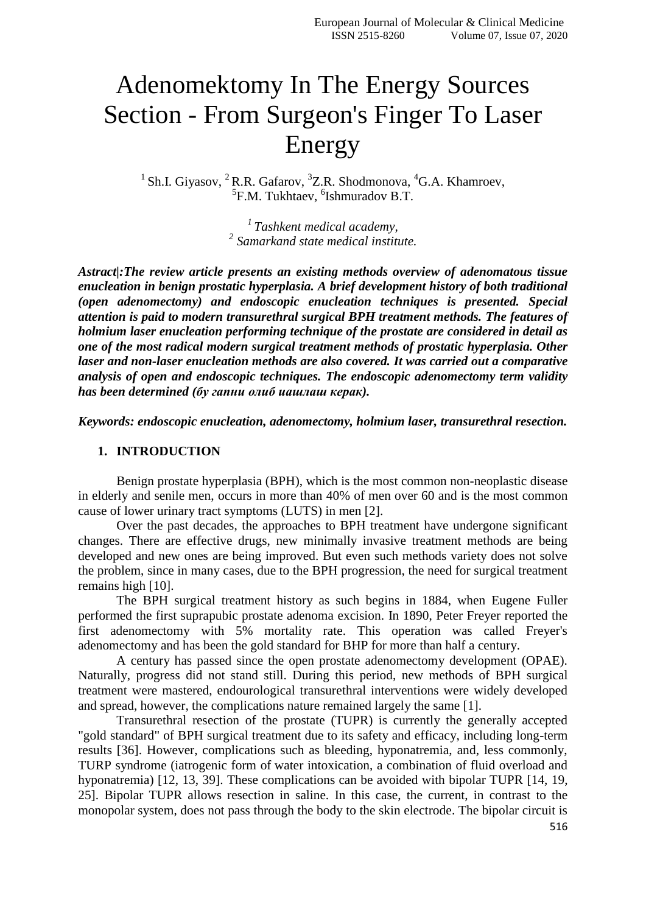# Adenomektomy In The Energy Sources Section - From Surgeon's Finger To Laser Energy

[1] Sh.I. Giyasov, [2] R.R. Gafarov, [3]Z.R. Shodmonova, [4]G.A. Khamroev, [5]F.M. Tukhtaev, [6]Ishmuradov B.T.

*[1] Tashkent medical academy,*
*[2] Samarkand state medical institute.*

***Astract|:The review article presents an existing methods overview of adenomatous tissue enucleation in benign prostatic hyperplasia. A brief development history of both traditional (open adenomectomy) and endoscopic enucleation techniques is presented. Special attention is paid to modern transurethral surgical BPH treatment methods. The features of holmium laser enucleation performing technique of the prostate are considered in detail as one of the most radical modern surgical treatment methods of prostatic hyperplasia. Other laser and non-laser enucleation methods are also covered. It was carried out a comparative analysis of open and endoscopic techniques. The endoscopic adenomectomy term validity has been determined (бу гапни олиб иашлаш керак).***

***Keywords: endoscopic enucleation, adenomectomy, holmium laser, transurethral resection.***

## 1. INTRODUCTION

Benign prostate hyperplasia (BPH), which is the most common non-neoplastic disease in elderly and senile men, occurs in more than 40% of men over 60 and is the most common cause of lower urinary tract symptoms (LUTS) in men [2].

Over the past decades, the approaches to BPH treatment have undergone significant changes. There are effective drugs, new minimally invasive treatment methods are being developed and new ones are being improved. But even such methods variety does not solve the problem, since in many cases, due to the BPH progression, the need for surgical treatment remains high [10].

The BPH surgical treatment history as such begins in 1884, when Eugene Fuller performed the first suprapubic prostate adenoma excision. In 1890, Peter Freyer reported the first adenomectomy with 5% mortality rate. This operation was called Freyer's adenomectomy and has been the gold standard for BHP for more than half a century.

A century has passed since the open prostate adenomectomy development (OPAE). Naturally, progress did not stand still. During this period, new methods of BPH surgical treatment were mastered, endourological transurethral interventions were widely developed and spread, however, the complications nature remained largely the same [1].

Transurethral resection of the prostate (TUPR) is currently the generally accepted "gold standard" of BPH surgical treatment due to its safety and efficacy, including long-term results [36]. However, complications such as bleeding, hyponatremia, and, less commonly, TURP syndrome (iatrogenic form of water intoxication, a combination of fluid overload and hyponatremia) [12, 13, 39]. These complications can be avoided with bipolar TUPR [14, 19, 25]. Bipolar TUPR allows resection in saline. In this case, the current, in contrast to the monopolar system, does not pass through the body to the skin electrode. The bipolar circuit is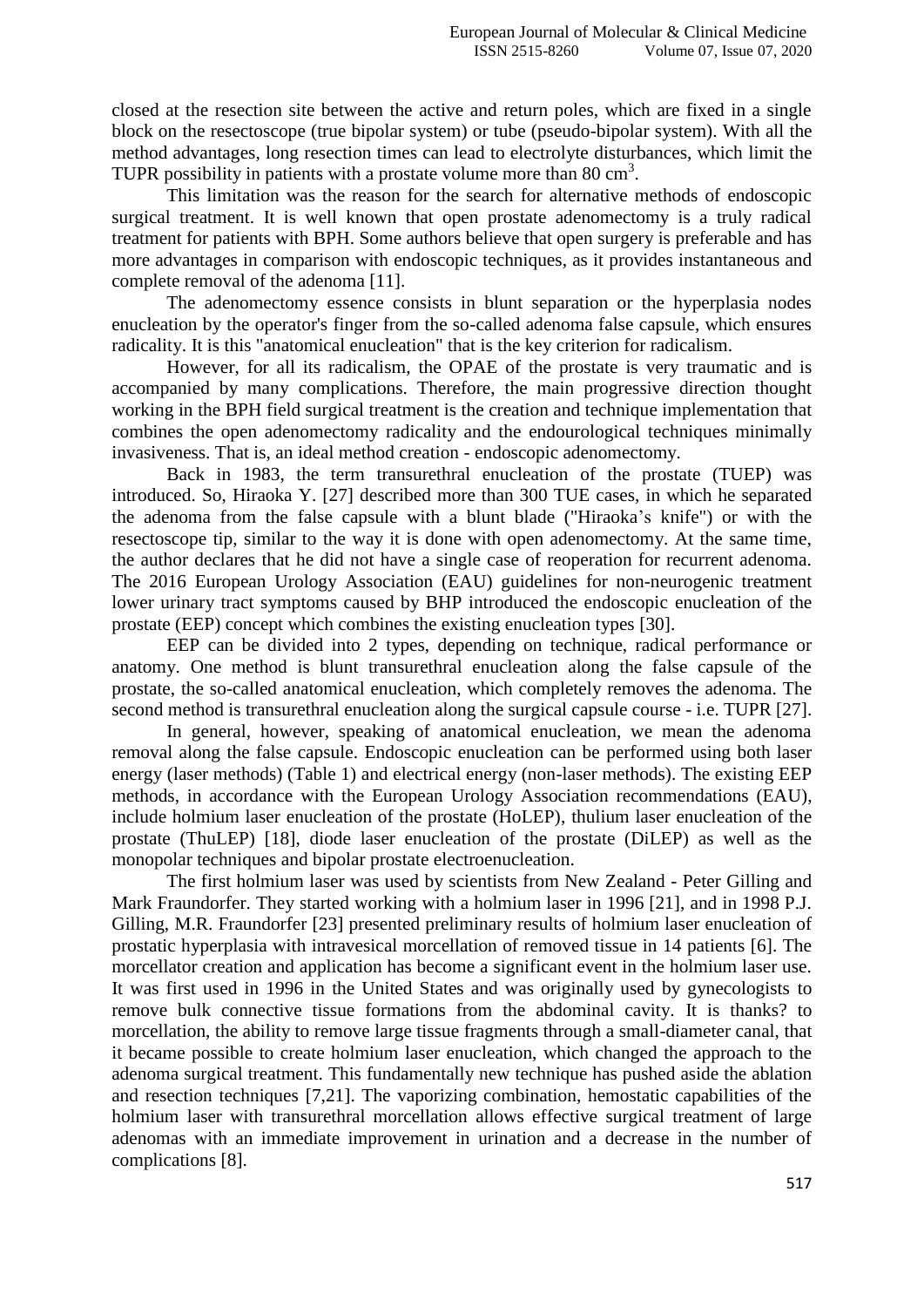closed at the resection site between the active and return poles, which are fixed in a single block on the resectoscope (true bipolar system) or tube (pseudo-bipolar system). With all the method advantages, long resection times can lead to electrolyte disturbances, which limit the TUPR possibility in patients with a prostate volume more than 80 $cm^3$.

This limitation was the reason for the search for alternative methods of endoscopic surgical treatment. It is well known that open prostate adenomectomy is a truly radical treatment for patients with BPH. Some authors believe that open surgery is preferable and has more advantages in comparison with endoscopic techniques, as it provides instantaneous and complete removal of the adenoma [11].

The adenomectomy essence consists in blunt separation or the hyperplasia nodes enucleation by the operator's finger from the so-called adenoma false capsule, which ensures radicality. It is this "anatomical enucleation" that is the key criterion for radicalism.

However, for all its radicalism, the OPAE of the prostate is very traumatic and is accompanied by many complications. Therefore, the main progressive direction thought working in the BPH field surgical treatment is the creation and technique implementation that combines the open adenomectomy radicality and the endourological techniques minimally invasiveness. That is, an ideal method creation - endoscopic adenomectomy.

Back in 1983, the term transurethral enucleation of the prostate (TUEP) was introduced. So, Hiraoka Y. [27] described more than 300 TUE cases, in which he separated the adenoma from the false capsule with a blunt blade ("Hiraoka's knife") or with the resectoscope tip, similar to the way it is done with open adenomectomy. At the same time, the author declares that he did not have a single case of reoperation for recurrent adenoma. The 2016 European Urology Association (EAU) guidelines for non-neurogenic treatment lower urinary tract symptoms caused by BHP introduced the endoscopic enucleation of the prostate (EEP) concept which combines the existing enucleation types [30].

EEP can be divided into 2 types, depending on technique, radical performance or anatomy. One method is blunt transurethral enucleation along the false capsule of the prostate, the so-called anatomical enucleation, which completely removes the adenoma. The second method is transurethral enucleation along the surgical capsule course - i.e. TUPR [27].

In general, however, speaking of anatomical enucleation, we mean the adenoma removal along the false capsule. Endoscopic enucleation can be performed using both laser energy (laser methods) (Table 1) and electrical energy (non-laser methods). The existing EEP methods, in accordance with the European Urology Association recommendations (EAU), include holmium laser enucleation of the prostate (HoLEP), thulium laser enucleation of the prostate (ThuLEP) [18], diode laser enucleation of the prostate (DiLEP) as well as the monopolar techniques and bipolar prostate electroenucleation.

The first holmium laser was used by scientists from New Zealand - Peter Gilling and Mark Fraundorfer. They started working with a holmium laser in 1996 [21], and in 1998 P.J. Gilling, M.R. Fraundorfer [23] presented preliminary results of holmium laser enucleation of prostatic hyperplasia with intravesical morcellation of removed tissue in 14 patients [6]. The morcellator creation and application has become a significant event in the holmium laser use. It was first used in 1996 in the United States and was originally used by gynecologists to remove bulk connective tissue formations from the abdominal cavity. It is thanks? to morcellation, the ability to remove large tissue fragments through a small-diameter canal, that it became possible to create holmium laser enucleation, which changed the approach to the adenoma surgical treatment. This fundamentally new technique has pushed aside the ablation and resection techniques [7,21]. The vaporizing combination, hemostatic capabilities of the holmium laser with transurethral morcellation allows effective surgical treatment of large adenomas with an immediate improvement in urination and a decrease in the number of complications [8].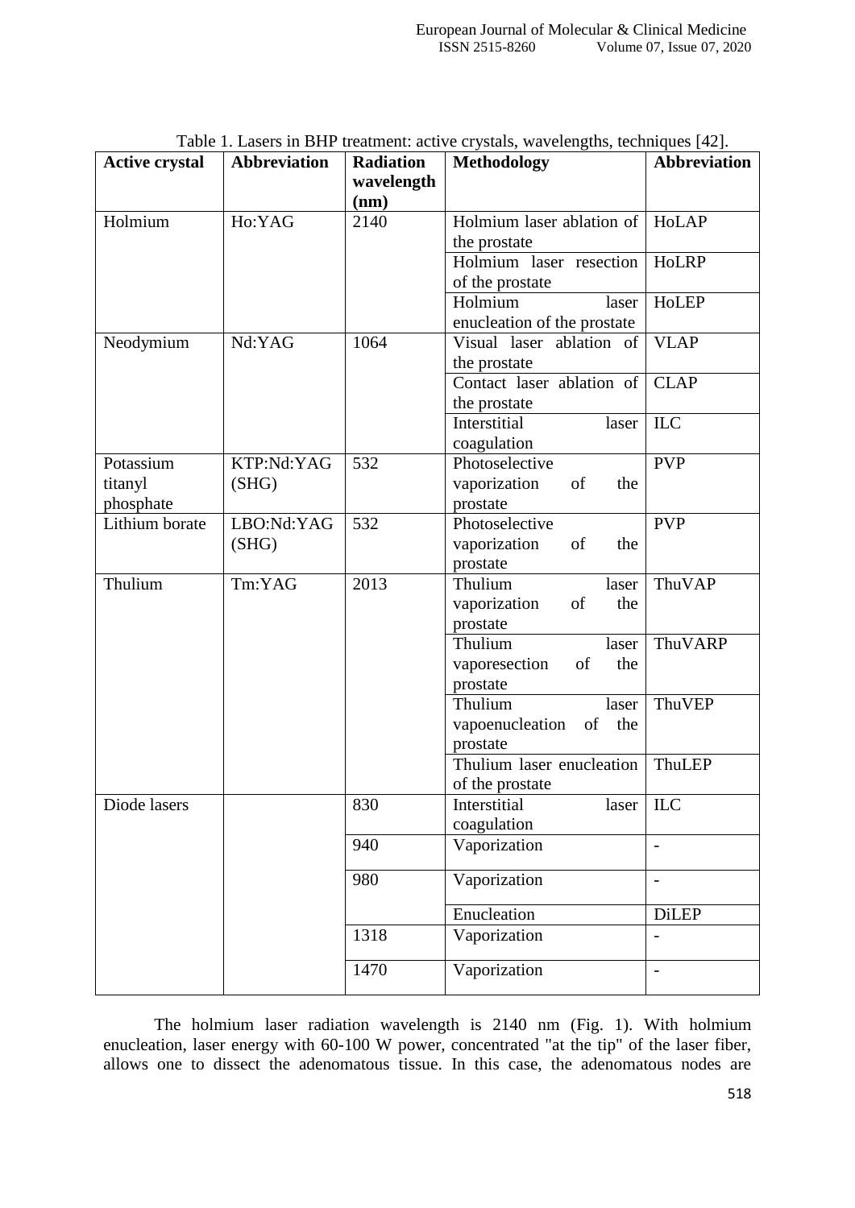Table 1. Lasers in BHP treatment: active crystals, wavelengths, techniques [42].

| **Active crystal** | **Abbreviation** | **Radiation wavelength (nm)** | **Methodology** | **Abbreviation** |
|---|---|---|---|---|
| Holmium | Ho:YAG | 2140 | Holmium laser ablation of the prostate | HoLAP |
| | | | Holmium laser resection of the prostate | HoLRP |
| | | | Holmium laser enucleation of the prostate | HoLEP |
| Neodymium | Nd:YAG | 1064 | Visual laser ablation of the prostate | VLAP |
| | | | Contact laser ablation of the prostate | CLAP |
| | | | Interstitial laser coagulation | ILC |
| Potassium titanyl phosphate | KTP:Nd:YAG (SHG) | 532 | Photoselective vaporization of the prostate | PVP |
| Lithium borate | LBO:Nd:YAG (SHG) | 532 | Photoselective vaporization of the prostate | PVP |
| Thulium | Tm:YAG | 2013 | Thulium laser vaporization of the prostate | ThuVAP |
| | | | Thulium laser vaporesection of the prostate | ThuVARP |
| | | | Thulium laser vapoenucleation of the prostate | ThuVEP |
| | | | Thulium laser enucleation of the prostate | ThuLEP |
| Diode lasers | | 830 | Interstitial laser coagulation | ILC |
| | | 940 | Vaporization | - |
| | | 980 | Vaporization | - |
| | | | Enucleation | DiLEP |
| | | 1318 | Vaporization | - |
| | | 1470 | Vaporization | - |

The holmium laser radiation wavelength is 2140 nm (Fig. 1). With holmium enucleation, laser energy with 60-100 W power, concentrated "at the tip" of the laser fiber, allows one to dissect the adenomatous tissue. In this case, the adenomatous nodes are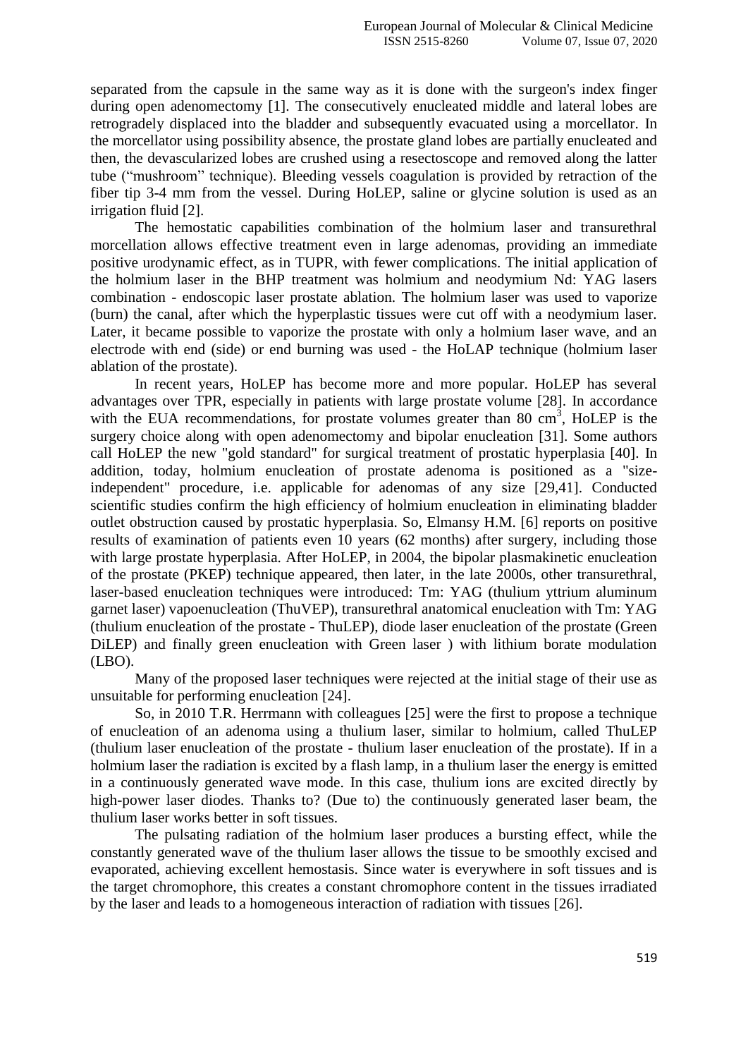separated from the capsule in the same way as it is done with the surgeon's index finger during open adenomectomy [1]. The consecutively enucleated middle and lateral lobes are retrogradely displaced into the bladder and subsequently evacuated using a morcellator. In the morcellator using possibility absence, the prostate gland lobes are partially enucleated and then, the devascularized lobes are crushed using a resectoscope and removed along the latter tube ("mushroom" technique). Bleeding vessels coagulation is provided by retraction of the fiber tip 3-4 mm from the vessel. During HoLEP, saline or glycine solution is used as an irrigation fluid [2].

The hemostatic capabilities combination of the holmium laser and transurethral morcellation allows effective treatment even in large adenomas, providing an immediate positive urodynamic effect, as in TUPR, with fewer complications. The initial application of the holmium laser in the BHP treatment was holmium and neodymium Nd: YAG lasers combination - endoscopic laser prostate ablation. The holmium laser was used to vaporize (burn) the canal, after which the hyperplastic tissues were cut off with a neodymium laser. Later, it became possible to vaporize the prostate with only a holmium laser wave, and an electrode with end (side) or end burning was used - the HoLAP technique (holmium laser ablation of the prostate).

In recent years, HoLEP has become more and more popular. HoLEP has several advantages over TPR, especially in patients with large prostate volume [28]. In accordance with the EUA recommendations, for prostate volumes greater than 80 $cm^3$, HoLEP is the surgery choice along with open adenomectomy and bipolar enucleation [31]. Some authors call HoLEP the new "gold standard" for surgical treatment of prostatic hyperplasia [40]. In addition, today, holmium enucleation of prostate adenoma is positioned as a "size-independent" procedure, i.e. applicable for adenomas of any size [29,41]. Conducted scientific studies confirm the high efficiency of holmium enucleation in eliminating bladder outlet obstruction caused by prostatic hyperplasia. So, Elmansy H.M. [6] reports on positive results of examination of patients even 10 years (62 months) after surgery, including those with large prostate hyperplasia. After HoLEP, in 2004, the bipolar plasmakinetic enucleation of the prostate (PKEP) technique appeared, then later, in the late 2000s, other transurethral, laser-based enucleation techniques were introduced: Tm: YAG (thulium yttrium aluminum garnet laser) vapoenucleation (ThuVEP), transurethral anatomical enucleation with Tm: YAG (thulium enucleation of the prostate - ThuLEP), diode laser enucleation of the prostate (Green DiLEP) and finally green enucleation with Green laser ) with lithium borate modulation (LBO).

Many of the proposed laser techniques were rejected at the initial stage of their use as unsuitable for performing enucleation [24].

So, in 2010 T.R. Herrmann with colleagues [25] were the first to propose a technique of enucleation of an adenoma using a thulium laser, similar to holmium, called ThuLEP (thulium laser enucleation of the prostate - thulium laser enucleation of the prostate). If in a holmium laser the radiation is excited by a flash lamp, in a thulium laser the energy is emitted in a continuously generated wave mode. In this case, thulium ions are excited directly by high-power laser diodes. Thanks to? (Due to) the continuously generated laser beam, the thulium laser works better in soft tissues.

The pulsating radiation of the holmium laser produces a bursting effect, while the constantly generated wave of the thulium laser allows the tissue to be smoothly excised and evaporated, achieving excellent hemostasis. Since water is everywhere in soft tissues and is the target chromophore, this creates a constant chromophore content in the tissues irradiated by the laser and leads to a homogeneous interaction of radiation with tissues [26].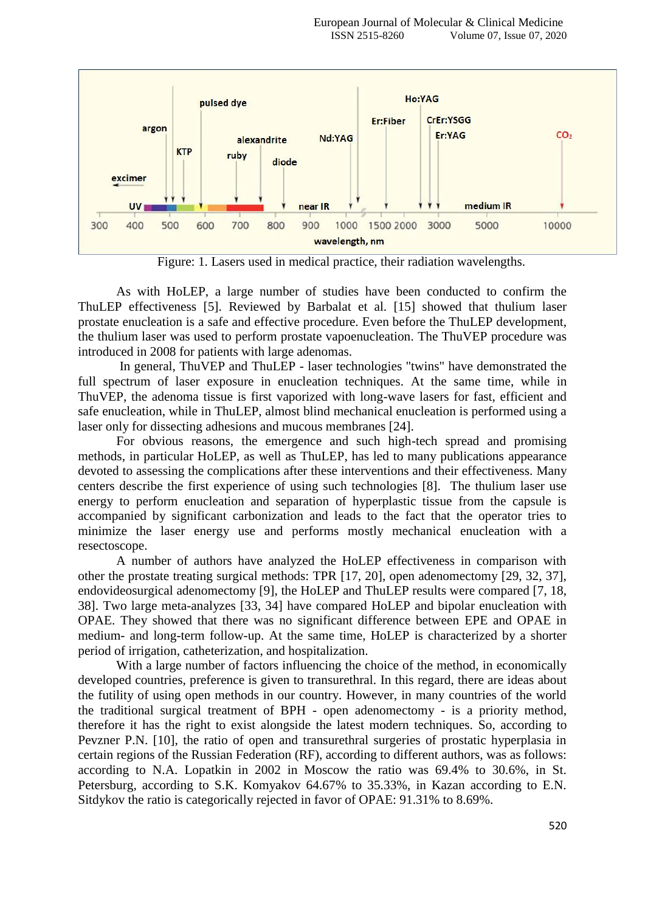Figure: 1. Lasers used in medical practice, their radiation wavelengths.

As with HoLEP, a large number of studies have been conducted to confirm the ThuLEP effectiveness [5]. Reviewed by Barbalat et al. [15] showed that thulium laser prostate enucleation is a safe and effective procedure. Even before the ThuLEP development, the thulium laser was used to perform prostate vapoenucleation. The ThuVEP procedure was introduced in 2008 for patients with large adenomas.

In general, ThuVEP and ThuLEP - laser technologies "twins" have demonstrated the full spectrum of laser exposure in enucleation techniques. At the same time, while in ThuVEP, the adenoma tissue is first vaporized with long-wave lasers for fast, efficient and safe enucleation, while in ThuLEP, almost blind mechanical enucleation is performed using a laser only for dissecting adhesions and mucous membranes [24].

For obvious reasons, the emergence and such high-tech spread and promising methods, in particular HoLEP, as well as ThuLEP, has led to many publications appearance devoted to assessing the complications after these interventions and their effectiveness. Many centers describe the first experience of using such technologies [8]. The thulium laser use energy to perform enucleation and separation of hyperplastic tissue from the capsule is accompanied by significant carbonization and leads to the fact that the operator tries to minimize the laser energy use and performs mostly mechanical enucleation with a resectoscope.

A number of authors have analyzed the HoLEP effectiveness in comparison with other the prostate treating surgical methods: TPR [17, 20], open adenomectomy [29, 32, 37], endovideosurgical adenomectomy [9], the HoLEP and ThuLEP results were compared [7, 18, 38]. Two large meta-analyzes [33, 34] have compared HoLEP and bipolar enucleation with OPAE. They showed that there was no significant difference between EPE and OPAE in medium- and long-term follow-up. At the same time, HoLEP is characterized by a shorter period of irrigation, catheterization, and hospitalization.

With a large number of factors influencing the choice of the method, in economically developed countries, preference is given to transurethral. In this regard, there are ideas about the futility of using open methods in our country. However, in many countries of the world the traditional surgical treatment of BPH - open adenomectomy - is a priority method, therefore it has the right to exist alongside the latest modern techniques. So, according to Pevzner P.N. [10], the ratio of open and transurethral surgeries of prostatic hyperplasia in certain regions of the Russian Federation (RF), according to different authors, was as follows: according to N.A. Lopatkin in 2002 in Moscow the ratio was 69.4% to 30.6%, in St. Petersburg, according to S.K. Komyakov 64.67% to 35.33%, in Kazan according to E.N. Sitdykov the ratio is categorically rejected in favor of OPAE: 91.31% to 8.69%.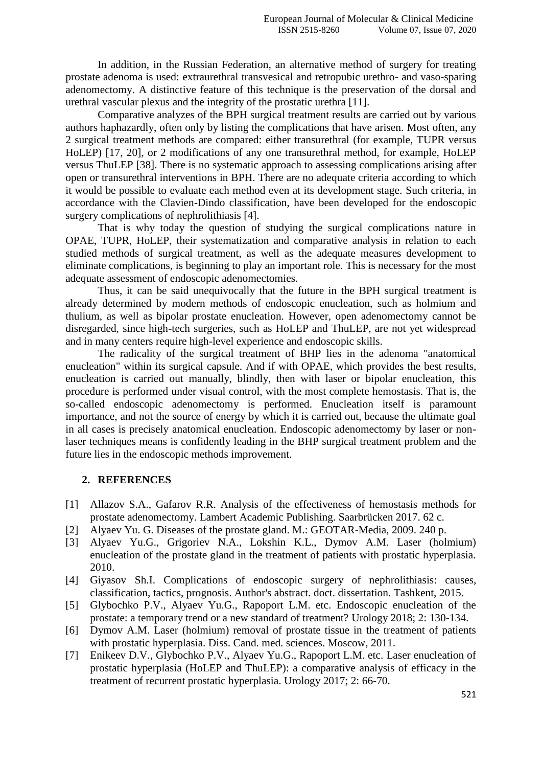In addition, in the Russian Federation, an alternative method of surgery for treating prostate adenoma is used: extraurethral transvesical and retropubic urethro- and vaso-sparing adenomectomy. A distinctive feature of this technique is the preservation of the dorsal and urethral vascular plexus and the integrity of the prostatic urethra [11].

Comparative analyzes of the BPH surgical treatment results are carried out by various authors haphazardly, often only by listing the complications that have arisen. Most often, any 2 surgical treatment methods are compared: either transurethral (for example, TUPR versus HoLEP) [17, 20], or 2 modifications of any one transurethral method, for example, HoLEP versus ThuLEP [38]. There is no systematic approach to assessing complications arising after open or transurethral interventions in BPH. There are no adequate criteria according to which it would be possible to evaluate each method even at its development stage. Such criteria, in accordance with the Clavien-Dindo classification, have been developed for the endoscopic surgery complications of nephrolithiasis [4].

That is why today the question of studying the surgical complications nature in OPAE, TUPR, HoLEP, their systematization and comparative analysis in relation to each studied methods of surgical treatment, as well as the adequate measures development to eliminate complications, is beginning to play an important role. This is necessary for the most adequate assessment of endoscopic adenomectomies.

Thus, it can be said unequivocally that the future in the BPH surgical treatment is already determined by modern methods of endoscopic enucleation, such as holmium and thulium, as well as bipolar prostate enucleation. However, open adenomectomy cannot be disregarded, since high-tech surgeries, such as HoLEP and ThuLEP, are not yet widespread and in many centers require high-level experience and endoscopic skills.

The radicality of the surgical treatment of BHP lies in the adenoma "anatomical enucleation" within its surgical capsule. And if with OPAE, which provides the best results, enucleation is carried out manually, blindly, then with laser or bipolar enucleation, this procedure is performed under visual control, with the most complete hemostasis. That is, the so-called endoscopic adenomectomy is performed. Enucleation itself is paramount importance, and not the source of energy by which it is carried out, because the ultimate goal in all cases is precisely anatomical enucleation. Endoscopic adenomectomy by laser or non-laser techniques means is confidently leading in the BHP surgical treatment problem and the future lies in the endoscopic methods improvement.

## 2. REFERENCES

[1] Allazov S.A., Gafarov R.R. Analysis of the effectiveness of hemostasis methods for prostate adenomectomy. Lambert Academic Publishing. Saarbrücken 2017. 62 c.

[2] Alyaev Yu. G. Diseases of the prostate gland. M.: GEOTAR-Media, 2009. 240 p.

[3] Alyaev Yu.G., Grigoriev N.A., Lokshin K.L., Dymov A.M. Laser (holmium) enucleation of the prostate gland in the treatment of patients with prostatic hyperplasia. 2010.

[4] Giyasov Sh.I. Complications of endoscopic surgery of nephrolithiasis: causes, classification, tactics, prognosis. Author's abstract. doct. dissertation. Tashkent, 2015.

[5] Glybochko P.V., Alyaev Yu.G., Rapoport L.M. Endoscopic enucleation of the prostate: a temporary trend or a new standard of treatment? Urology 2018; 2: 130-134.

[6] Dymov A.M. Laser (holmium) removal of prostate tissue in the treatment of patients with prostatic hyperplasia. Diss. Cand. med. sciences. Moscow, 2011.

[7] Enikeev D.V., Glybochko P.V., Alyaev Yu.G., Rapoport L.M. etc. Laser enucleation of prostatic hyperplasia (HoLEP and ThuLEP): a comparative analysis of efficacy in the treatment of recurrent prostatic hyperplasia. Urology 2017; 2: 66-70.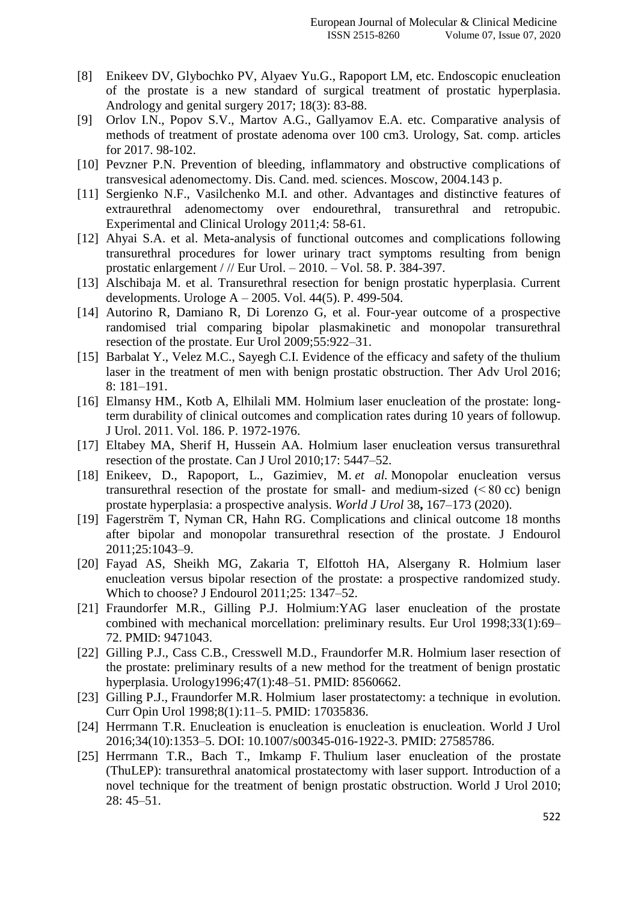[8] Enikeev DV, Glybochko PV, Alyaev Yu.G., Rapoport LM, etc. Endoscopic enucleation of the prostate is a new standard of surgical treatment of prostatic hyperplasia. Andrology and genital surgery 2017; 18(3): 83-88.

[9] Orlov I.N., Popov S.V., Martov A.G., Gallyamov E.A. etc. Comparative analysis of methods of treatment of prostate adenoma over 100 cm3. Urology, Sat. comp. articles for 2017. 98-102.

[10] Pevzner P.N. Prevention of bleeding, inflammatory and obstructive complications of transvesical adenomectomy. Dis. Cand. med. sciences. Moscow, 2004.143 p.

[11] Sergienko N.F., Vasilchenko M.I. and other. Advantages and distinctive features of extraurethral adenomectomy over endourethral, transurethral and retropubic. Experimental and Clinical Urology 2011;4: 58-61.

[12] Ahyai S.A. et al. Meta-analysis of functional outcomes and complications following transurethral procedures for lower urinary tract symptoms resulting from benign prostatic enlargement / // Eur Urol. – 2010. – Vol. 58. P. 384-397.

[13] Alschibaja M. et al. Transurethral resection for benign prostatic hyperplasia. Current developments. Urologe A – 2005. Vol. 44(5). P. 499-504.

[14] Autorino R, Damiano R, Di Lorenzo G, et al. Four-year outcome of a prospective randomised trial comparing bipolar plasmakinetic and monopolar transurethral resection of the prostate. Eur Urol 2009;55:922–31.

[15] Barbalat Y., Velez M.C., Sayegh C.I. Evidence of the efficacy and safety of the thulium laser in the treatment of men with benign prostatic obstruction. Ther Adv Urol 2016; 8: 181–191.

[16] Elmansy HM., Kotb A, Elhilali MM. Holmium laser enucleation of the prostate: long-term durability of clinical outcomes and complication rates during 10 years of followup. J Urol. 2011. Vol. 186. P. 1972-1976.

[17] Eltabey MA, Sherif H, Hussein AA. Holmium laser enucleation versus transurethral resection of the prostate. Can J Urol 2010;17: 5447–52.

[18] Enikeev, D., Rapoport, L., Gazimiev, M. *et al.* Monopolar enucleation versus transurethral resection of the prostate for small- and medium-sized (< 80 cc) benign prostate hyperplasia: a prospective analysis. *World J Urol* 38**,** 167–173 (2020).

[19] Fagerstrëm T, Nyman CR, Hahn RG. Complications and clinical outcome 18 months after bipolar and monopolar transurethral resection of the prostate. J Endourol 2011;25:1043–9.

[20] Fayad AS, Sheikh MG, Zakaria T, Elfottoh HA, Alsergany R. Holmium laser enucleation versus bipolar resection of the prostate: a prospective randomized study. Which to choose? J Endourol 2011;25: 1347–52.

[21] Fraundorfer M.R., Gilling P.J. Holmium:YAG laser enucleation of the prostate combined with mechanical morcellation: preliminary results. Eur Urol 1998;33(1):69–72. PMID: 9471043.

[22] Gilling P.J., Cass C.B., Cresswell M.D., Fraundorfer M.R. Holmium laser resection of the prostate: preliminary results of a new method for the treatment of benign prostatic hyperplasia. Urology1996;47(1):48–51. PMID: 8560662.

[23] Gilling P.J., Fraundorfer M.R. Holmium laser prostatectomy: a technique in evolution. Curr Opin Urol 1998;8(1):11–5. PMID: 17035836.

[24] Herrmann T.R. Enucleation is enucleation is enucleation is enucleation. World J Urol 2016;34(10):1353–5. DOI: 10.1007/s00345-016-1922-3. PMID: 27585786.

[25] Herrmann T.R., Bach T., Imkamp F. Thulium laser enucleation of the prostate (ThuLEP): transurethral anatomical prostatectomy with laser support. Introduction of a novel technique for the treatment of benign prostatic obstruction. World J Urol 2010; 28: 45–51.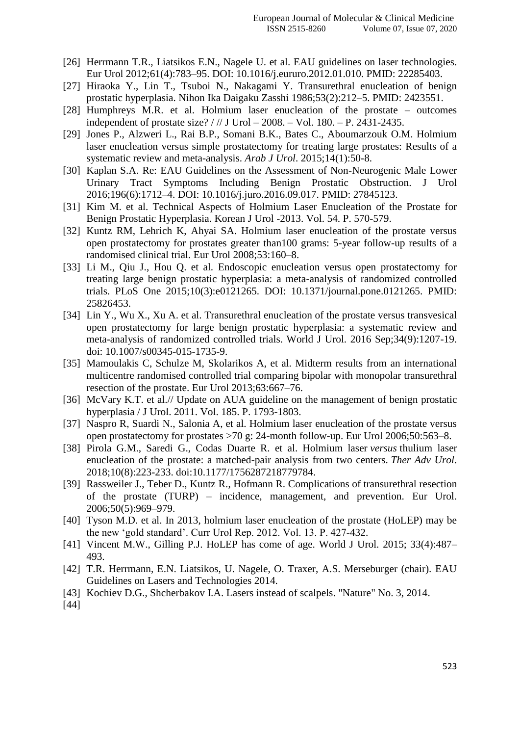[26] Herrmann T.R., Liatsikos E.N., Nagele U. et al. EAU guidelines on laser technologies. Eur Urol 2012;61(4):783–95. DOI: 10.1016/j.eururo.2012.01.010. PMID: 22285403.

[27] Hiraoka Y., Lin T., Tsuboi N., Nakagami Y. Transurethral enucleation of benign prostatic hyperplasia. Nihon Ika Daigaku Zasshi 1986;53(2):212–5. PMID: 2423551.

[28] Humphreys M.R. et al. Holmium laser enucleation of the prostate – outcomes independent of prostate size? / // J Urol – 2008. – Vol. 180. – P. 2431-2435.

[29] Jones P., Alzweri L., Rai B.P., Somani B.K., Bates C., Aboumarzouk O.M. Holmium laser enucleation versus simple prostatectomy for treating large prostates: Results of a systematic review and meta-analysis. *Arab J Urol*. 2015;14(1):50-8.

[30] Kaplan S.A. Re: EAU Guidelines on the Assessment of Non-Neurogenic Male Lower Urinary Tract Symptoms Including Benign Prostatic Obstruction. J Urol 2016;196(6):1712–4. DOI: 10.1016/j.juro.2016.09.017. PMID: 27845123.

[31] Kim M. et al. Technical Aspects of Holmium Laser Enucleation of the Prostate for Benign Prostatic Hyperplasia. Korean J Urol -2013. Vol. 54. P. 570-579.

[32] Kuntz RM, Lehrich K, Ahyai SA. Holmium laser enucleation of the prostate versus open prostatectomy for prostates greater than100 grams: 5-year follow-up results of a randomised clinical trial. Eur Urol 2008;53:160–8.

[33] Li M., Qiu J., Hou Q. et al. Endoscopic enucleation versus open prostatectomy for treating large benign prostatic hyperplasia: a meta-analysis of randomized controlled trials. PLoS One 2015;10(3):e0121265. DOI: 10.1371/journal.pone.0121265. PMID: 25826453.

[34] Lin Y., Wu X., Xu A. et al. Transurethral enucleation of the prostate versus transvesical open prostatectomy for large benign prostatic hyperplasia: a systematic review and meta-analysis of randomized controlled trials. World J Urol. 2016 Sep;34(9):1207-19. doi: 10.1007/s00345-015-1735-9.

[35] Mamoulakis C, Schulze M, Skolarikos A, et al. Midterm results from an international multicentre randomised controlled trial comparing bipolar with monopolar transurethral resection of the prostate. Eur Urol 2013;63:667–76.

[36] McVary K.T. et al.// Update on AUA guideline on the management of benign prostatic hyperplasia / J Urol. 2011. Vol. 185. P. 1793-1803.

[37] Naspro R, Suardi N., Salonia A, et al. Holmium laser enucleation of the prostate versus open prostatectomy for prostates >70 g: 24-month follow-up. Eur Urol 2006;50:563–8.

[38] Pirola G.M., Saredi G., Codas Duarte R. et al. Holmium laser *versus* thulium laser enucleation of the prostate: a matched-pair analysis from two centers. *Ther Adv Urol*. 2018;10(8):223-233. doi:10.1177/1756287218779784.

[39] Rassweiler J., Teber D., Kuntz R., Hofmann R. Complications of transurethral resection of the prostate (TURP) – incidence, management, and prevention. Eur Urol. 2006;50(5):969–979.

[40] Tyson M.D. et al. In 2013, holmium laser enucleation of the prostate (HoLEP) may be the new 'gold standard'. Curr Urol Rep. 2012. Vol. 13. P. 427-432.

[41] Vincent M.W., Gilling P.J. HoLEP has come of age. World J Urol. 2015; 33(4):487–493.

[42] T.R. Herrmann, E.N. Liatsikos, U. Nagele, O. Traxer, A.S. Merseburger (chair). EAU Guidelines on Lasers and Technologies 2014.

[43] Kochiev D.G., Shcherbakov I.A. Lasers instead of scalpels. "Nature" No. 3, 2014.

[44]